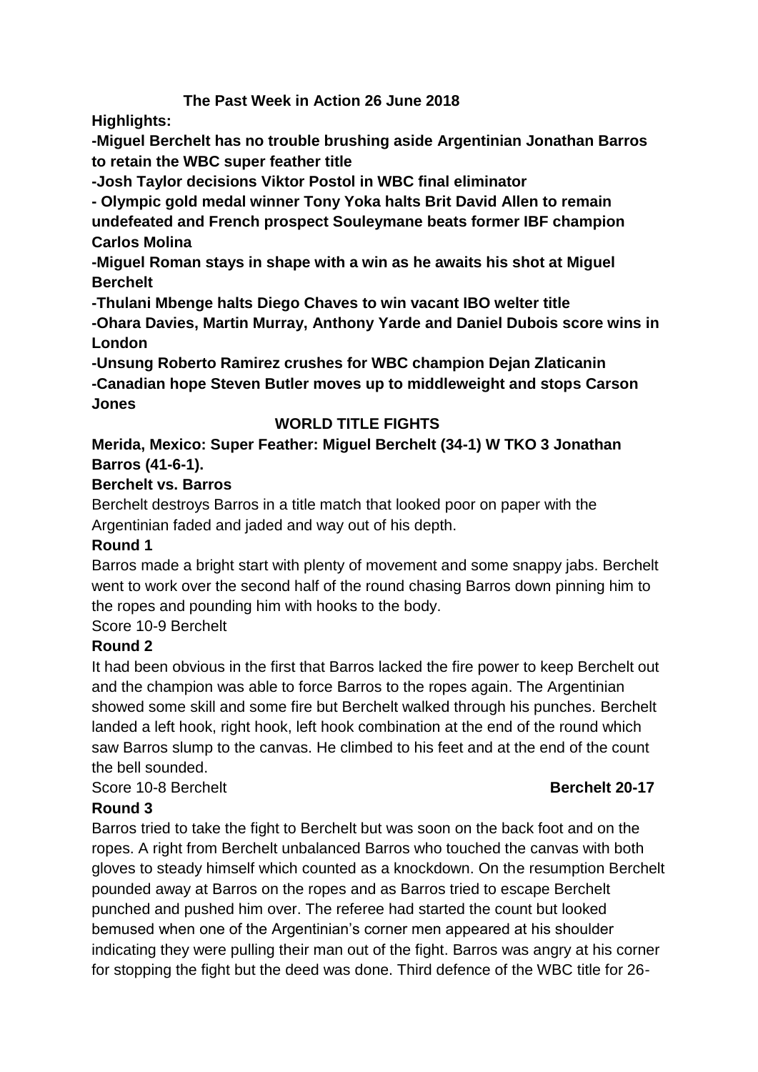**The Past Week in Action 26 June 2018**

**Highlights:**

**-Miguel Berchelt has no trouble brushing aside Argentinian Jonathan Barros to retain the WBC super feather title**

**-Josh Taylor decisions Viktor Postol in WBC final eliminator**

**- Olympic gold medal winner Tony Yoka halts Brit David Allen to remain undefeated and French prospect Souleymane beats former IBF champion Carlos Molina**

**-Miguel Roman stays in shape with a win as he awaits his shot at Miguel Berchelt**

**-Thulani Mbenge halts Diego Chaves to win vacant IBO welter title**

**-Ohara Davies, Martin Murray, Anthony Yarde and Daniel Dubois score wins in London**

**-Unsung Roberto Ramirez crushes for WBC champion Dejan Zlaticanin**

**-Canadian hope Steven Butler moves up to middleweight and stops Carson Jones**

## WORLD TITLE FIGHTS

**Merida, Mexico: Super Feather: Miguel Berchelt (34-1) W TKO 3 Jonathan Barros (41-6-1).**

**Berchelt vs. Barros**

Berchelt destroys Barros in a title match that looked poor on paper with the Argentinian faded and jaded and way out of his depth.

**Round 1**

Barros made a bright start with plenty of movement and some snappy jabs. Berchelt went to work over the second half of the round chasing Barros down pinning him to the ropes and pounding him with hooks to the body.

Score 10-9 Berchelt

**Round 2**

It had been obvious in the first that Barros lacked the fire power to keep Berchelt out and the champion was able to force Barros to the ropes again. The Argentinian showed some skill and some fire but Berchelt walked through his punches. Berchelt landed a left hook, right hook, left hook combination at the end of the round which saw Barros slump to the canvas. He climbed to his feet and at the end of the count the bell sounded.

Score 10-8 Berchelt **Berchelt 20-17**

**Round 3**

Barros tried to take the fight to Berchelt but was soon on the back foot and on the ropes. A right from Berchelt unbalanced Barros who touched the canvas with both gloves to steady himself which counted as a knockdown. On the resumption Berchelt pounded away at Barros on the ropes and as Barros tried to escape Berchelt punched and pushed him over. The referee had started the count but looked bemused when one of the Argentinian's corner men appeared at his shoulder indicating they were pulling their man out of the fight. Barros was angry at his corner for stopping the fight but the deed was done. Third defence of the WBC title for 26-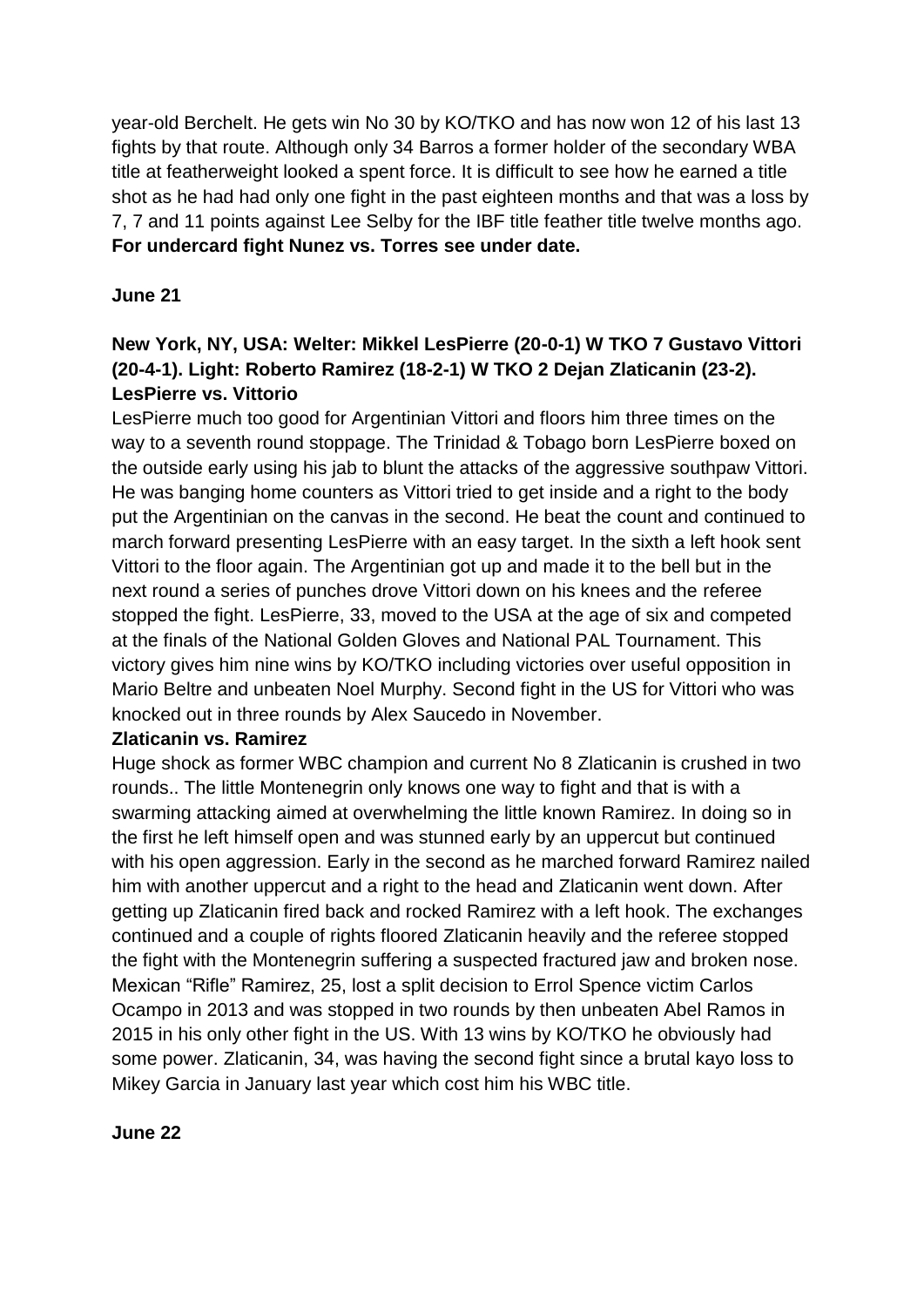year-old Berchelt. He gets win No 30 by KO/TKO and has now won 12 of his last 13 fights by that route. Although only 34 Barros a former holder of the secondary WBA title at featherweight looked a spent force. It is difficult to see how he earned a title shot as he had had only one fight in the past eighteen months and that was a loss by 7, 7 and 11 points against Lee Selby for the IBF title feather title twelve months ago. **For undercard fight Nunez vs. Torres see under date.**

**June 21**

**New York, NY, USA: Welter: Mikkel LesPierre (20-0-1) W TKO 7 Gustavo Vittori (20-4-1). Light: Roberto Ramirez (18-2-1) W TKO 2 Dejan Zlaticanin (23-2).**

**LesPierre vs. Vittorio**

LesPierre much too good for Argentinian Vittori and floors him three times on the way to a seventh round stoppage. The Trinidad & Tobago born LesPierre boxed on the outside early using his jab to blunt the attacks of the aggressive southpaw Vittori. He was banging home counters as Vittori tried to get inside and a right to the body put the Argentinian on the canvas in the second. He beat the count and continued to march forward presenting LesPierre with an easy target. In the sixth a left hook sent Vittori to the floor again. The Argentinian got up and made it to the bell but in the next round a series of punches drove Vittori down on his knees and the referee stopped the fight. LesPierre, 33, moved to the USA at the age of six and competed at the finals of the National Golden Gloves and National PAL Tournament. This victory gives him nine wins by KO/TKO including victories over useful opposition in Mario Beltre and unbeaten Noel Murphy. Second fight in the US for Vittori who was knocked out in three rounds by Alex Saucedo in November.

**Zlaticanin vs. Ramirez**

Huge shock as former WBC champion and current No 8 Zlaticanin is crushed in two rounds.. The little Montenegrin only knows one way to fight and that is with a swarming attacking aimed at overwhelming the little known Ramirez. In doing so in the first he left himself open and was stunned early by an uppercut but continued with his open aggression. Early in the second as he marched forward Ramirez nailed him with another uppercut and a right to the head and Zlaticanin went down. After getting up Zlaticanin fired back and rocked Ramirez with a left hook. The exchanges continued and a couple of rights floored Zlaticanin heavily and the referee stopped the fight with the Montenegrin suffering a suspected fractured jaw and broken nose. Mexican "Rifle" Ramirez, 25, lost a split decision to Errol Spence victim Carlos Ocampo in 2013 and was stopped in two rounds by then unbeaten Abel Ramos in 2015 in his only other fight in the US. With 13 wins by KO/TKO he obviously had some power. Zlaticanin, 34, was having the second fight since a brutal kayo loss to Mikey Garcia in January last year which cost him his WBC title.

**June 22**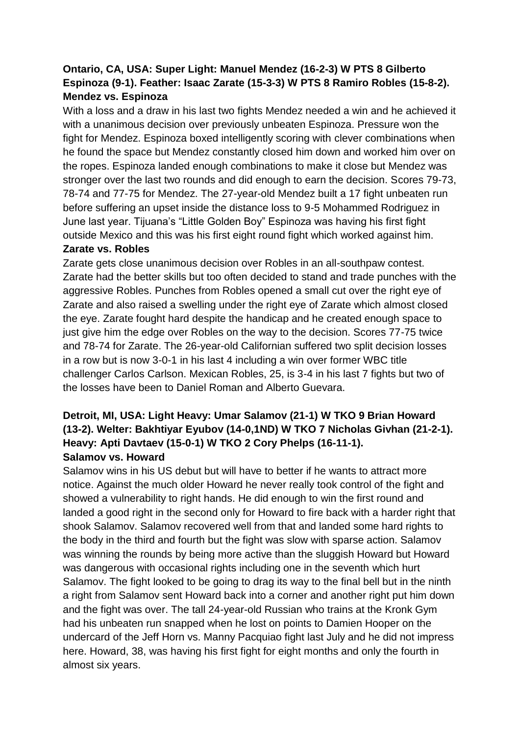**Ontario, CA, USA: Super Light: Manuel Mendez (16-2-3) W PTS 8 Gilberto Espinoza (9-1). Feather: Isaac Zarate (15-3-3) W PTS 8 Ramiro Robles (15-8-2).**

**Mendez vs. Espinoza**

With a loss and a draw in his last two fights Mendez needed a win and he achieved it with a unanimous decision over previously unbeaten Espinoza. Pressure won the fight for Mendez. Espinoza boxed intelligently scoring with clever combinations when he found the space but Mendez constantly closed him down and worked him over on the ropes. Espinoza landed enough combinations to make it close but Mendez was stronger over the last two rounds and did enough to earn the decision. Scores 79-73, 78-74 and 77-75 for Mendez. The 27-year-old Mendez built a 17 fight unbeaten run before suffering an upset inside the distance loss to 9-5 Mohammed Rodriguez in June last year. Tijuana's "Little Golden Boy" Espinoza was having his first fight outside Mexico and this was his first eight round fight which worked against him.

**Zarate vs. Robles**

Zarate gets close unanimous decision over Robles in an all-southpaw contest. Zarate had the better skills but too often decided to stand and trade punches with the aggressive Robles. Punches from Robles opened a small cut over the right eye of Zarate and also raised a swelling under the right eye of Zarate which almost closed the eye. Zarate fought hard despite the handicap and he created enough space to just give him the edge over Robles on the way to the decision. Scores 77-75 twice and 78-74 for Zarate. The 26-year-old Californian suffered two split decision losses in a row but is now 3-0-1 in his last 4 including a win over former WBC title challenger Carlos Carlson. Mexican Robles, 25, is 3-4 in his last 7 fights but two of the losses have been to Daniel Roman and Alberto Guevara.

**Detroit, MI, USA: Light Heavy: Umar Salamov (21-1) W TKO 9 Brian Howard (13-2). Welter: Bakhtiyar Eyubov (14-0,1ND) W TKO 7 Nicholas Givhan (21-2-1). Heavy: Apti Davtaev (15-0-1) W TKO 2 Cory Phelps (16-11-1).**

**Salamov vs. Howard**

Salamov wins in his US debut but will have to better if he wants to attract more notice. Against the much older Howard he never really took control of the fight and showed a vulnerability to right hands. He did enough to win the first round and landed a good right in the second only for Howard to fire back with a harder right that shook Salamov. Salamov recovered well from that and landed some hard rights to the body in the third and fourth but the fight was slow with sparse action. Salamov was winning the rounds by being more active than the sluggish Howard but Howard was dangerous with occasional rights including one in the seventh which hurt Salamov. The fight looked to be going to drag its way to the final bell but in the ninth a right from Salamov sent Howard back into a corner and another right put him down and the fight was over. The tall 24-year-old Russian who trains at the Kronk Gym had his unbeaten run snapped when he lost on points to Damien Hooper on the undercard of the Jeff Horn vs. Manny Pacquiao fight last July and he did not impress here. Howard, 38, was having his first fight for eight months and only the fourth in almost six years.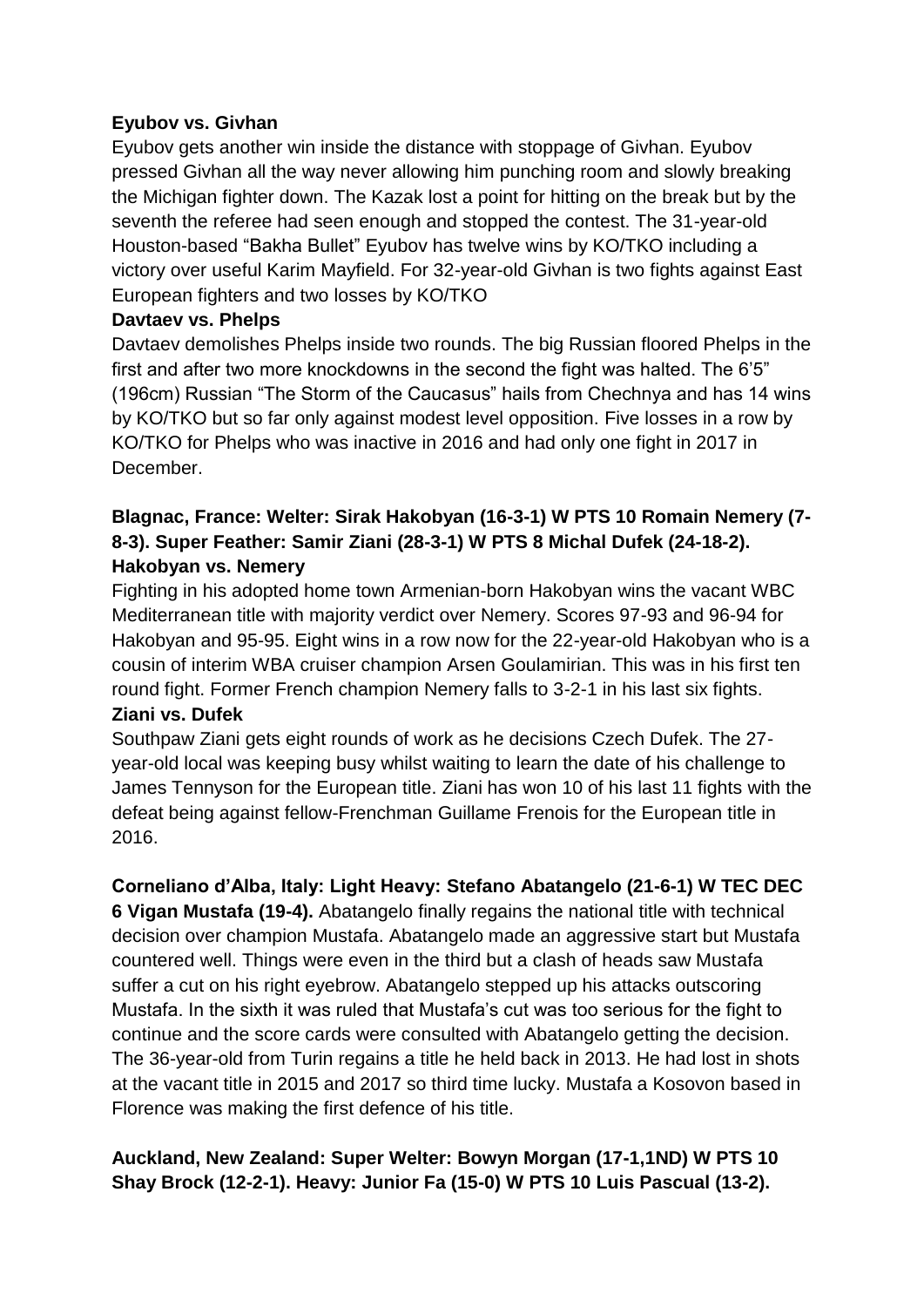**Eyubov vs. Givhan**

Eyubov gets another win inside the distance with stoppage of Givhan. Eyubov pressed Givhan all the way never allowing him punching room and slowly breaking the Michigan fighter down. The Kazak lost a point for hitting on the break but by the seventh the referee had seen enough and stopped the contest. The 31-year-old Houston-based "Bakha Bullet" Eyubov has twelve wins by KO/TKO including a victory over useful Karim Mayfield. For 32-year-old Givhan is two fights against East European fighters and two losses by KO/TKO

**Davtaev vs. Phelps**

Davtaev demolishes Phelps inside two rounds. The big Russian floored Phelps in the first and after two more knockdowns in the second the fight was halted. The 6'5" (196cm) Russian "The Storm of the Caucasus" hails from Chechnya and has 14 wins by KO/TKO but so far only against modest level opposition. Five losses in a row by KO/TKO for Phelps who was inactive in 2016 and had only one fight in 2017 in December.

**Blagnac, France: Welter: Sirak Hakobyan (16-3-1) W PTS 10 Romain Nemery (7-8-3). Super Feather: Samir Ziani (28-3-1) W PTS 8 Michal Dufek (24-18-2).**

**Hakobyan vs. Nemery**

Fighting in his adopted home town Armenian-born Hakobyan wins the vacant WBC Mediterranean title with majority verdict over Nemery. Scores 97-93 and 96-94 for Hakobyan and 95-95. Eight wins in a row now for the 22-year-old Hakobyan who is a cousin of interim WBA cruiser champion Arsen Goulamirian. This was in his first ten round fight. Former French champion Nemery falls to 3-2-1 in his last six fights.

**Ziani vs. Dufek**

Southpaw Ziani gets eight rounds of work as he decisions Czech Dufek. The 27-year-old local was keeping busy whilst waiting to learn the date of his challenge to James Tennyson for the European title. Ziani has won 10 of his last 11 fights with the defeat being against fellow-Frenchman Guillame Frenois for the European title in 2016.

**Corneliano d'Alba, Italy: Light Heavy: Stefano Abatangelo (21-6-1) W TEC DEC 6 Vigan Mustafa (19-4).** Abatangelo finally regains the national title with technical decision over champion Mustafa. Abatangelo made an aggressive start but Mustafa countered well. Things were even in the third but a clash of heads saw Mustafa suffer a cut on his right eyebrow. Abatangelo stepped up his attacks outscoring Mustafa. In the sixth it was ruled that Mustafa's cut was too serious for the fight to continue and the score cards were consulted with Abatangelo getting the decision. The 36-year-old from Turin regains a title he held back in 2013. He had lost in shots at the vacant title in 2015 and 2017 so third time lucky. Mustafa a Kosovon based in Florence was making the first defence of his title.

**Auckland, New Zealand: Super Welter: Bowyn Morgan (17-1,1ND) W PTS 10 Shay Brock (12-2-1). Heavy: Junior Fa (15-0) W PTS 10 Luis Pascual (13-2).**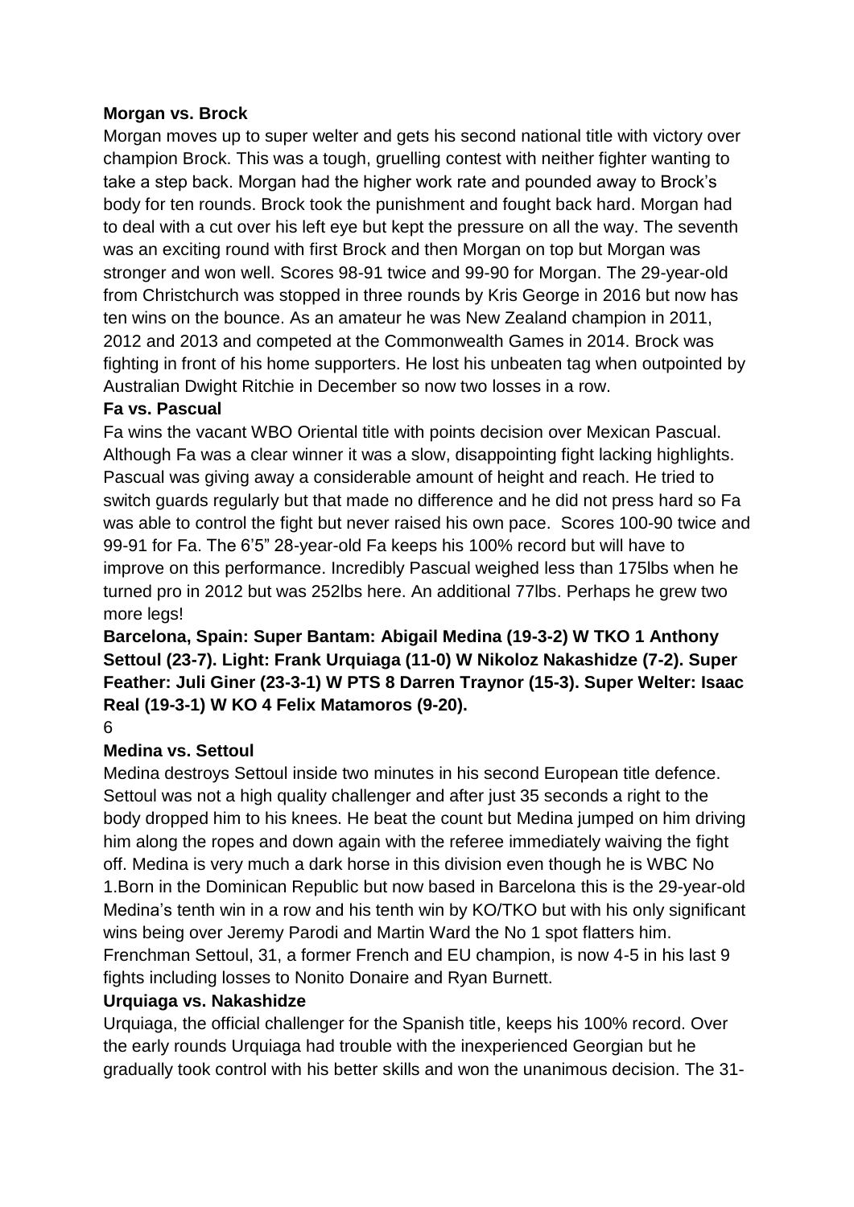**Morgan vs. Brock**

Morgan moves up to super welter and gets his second national title with victory over champion Brock. This was a tough, gruelling contest with neither fighter wanting to take a step back. Morgan had the higher work rate and pounded away to Brock's body for ten rounds. Brock took the punishment and fought back hard. Morgan had to deal with a cut over his left eye but kept the pressure on all the way. The seventh was an exciting round with first Brock and then Morgan on top but Morgan was stronger and won well. Scores 98-91 twice and 99-90 for Morgan. The 29-year-old from Christchurch was stopped in three rounds by Kris George in 2016 but now has ten wins on the bounce. As an amateur he was New Zealand champion in 2011, 2012 and 2013 and competed at the Commonwealth Games in 2014. Brock was fighting in front of his home supporters. He lost his unbeaten tag when outpointed by Australian Dwight Ritchie in December so now two losses in a row.

**Fa vs. Pascual**

Fa wins the vacant WBO Oriental title with points decision over Mexican Pascual. Although Fa was a clear winner it was a slow, disappointing fight lacking highlights. Pascual was giving away a considerable amount of height and reach. He tried to switch guards regularly but that made no difference and he did not press hard so Fa was able to control the fight but never raised his own pace. Scores 100-90 twice and 99-91 for Fa. The 6'5" 28-year-old Fa keeps his 100% record but will have to improve on this performance. Incredibly Pascual weighed less than 175lbs when he turned pro in 2012 but was 252lbs here. An additional 77lbs. Perhaps he grew two more legs!

**Barcelona, Spain: Super Bantam: Abigail Medina (19-3-2) W TKO 1 Anthony Settoul (23-7). Light: Frank Urquiaga (11-0) W Nikoloz Nakashidze (7-2). Super Feather: Juli Giner (23-3-1) W PTS 8 Darren Traynor (15-3). Super Welter: Isaac Real (19-3-1) W KO 4 Felix Matamoros (9-20).**

**Medina vs. Settoul**

Medina destroys Settoul inside two minutes in his second European title defence. Settoul was not a high quality challenger and after just 35 seconds a right to the body dropped him to his knees. He beat the count but Medina jumped on him driving him along the ropes and down again with the referee immediately waiving the fight off. Medina is very much a dark horse in this division even though he is WBC No 1.Born in the Dominican Republic but now based in Barcelona this is the 29-year-old Medina's tenth win in a row and his tenth win by KO/TKO but with his only significant wins being over Jeremy Parodi and Martin Ward the No 1 spot flatters him. Frenchman Settoul, 31, a former French and EU champion, is now 4-5 in his last 9 fights including losses to Nonito Donaire and Ryan Burnett.

**Urquiaga vs. Nakashidze**

Urquiaga, the official challenger for the Spanish title, keeps his 100% record. Over the early rounds Urquiaga had trouble with the inexperienced Georgian but he gradually took control with his better skills and won the unanimous decision. The 31-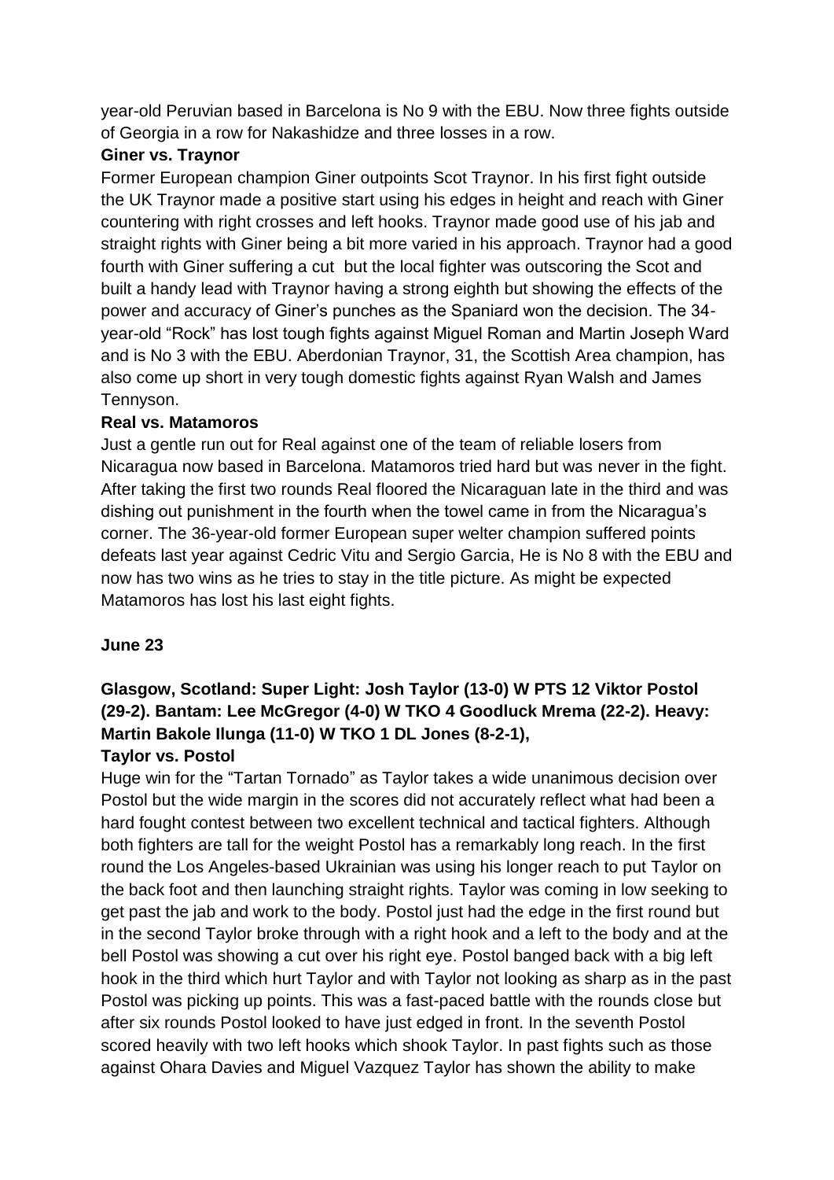year-old Peruvian based in Barcelona is No 9 with the EBU. Now three fights outside of Georgia in a row for Nakashidze and three losses in a row.

**Giner vs. Traynor**

Former European champion Giner outpoints Scot Traynor. In his first fight outside the UK Traynor made a positive start using his edges in height and reach with Giner countering with right crosses and left hooks. Traynor made good use of his jab and straight rights with Giner being a bit more varied in his approach. Traynor had a good fourth with Giner suffering a cut but the local fighter was outscoring the Scot and built a handy lead with Traynor having a strong eighth but showing the effects of the power and accuracy of Giner's punches as the Spaniard won the decision. The 34-year-old "Rock" has lost tough fights against Miguel Roman and Martin Joseph Ward and is No 3 with the EBU. Aberdonian Traynor, 31, the Scottish Area champion, has also come up short in very tough domestic fights against Ryan Walsh and James Tennyson.

**Real vs. Matamoros**

Just a gentle run out for Real against one of the team of reliable losers from Nicaragua now based in Barcelona. Matamoros tried hard but was never in the fight. After taking the first two rounds Real floored the Nicaraguan late in the third and was dishing out punishment in the fourth when the towel came in from the Nicaragua's corner. The 36-year-old former European super welter champion suffered points defeats last year against Cedric Vitu and Sergio Garcia, He is No 8 with the EBU and now has two wins as he tries to stay in the title picture. As might be expected Matamoros has lost his last eight fights.

**June 23**

**Glasgow, Scotland: Super Light: Josh Taylor (13-0) W PTS 12 Viktor Postol (29-2). Bantam: Lee McGregor (4-0) W TKO 4 Goodluck Mrema (22-2). Heavy: Martin Bakole Ilunga (11-0) W TKO 1 DL Jones (8-2-1),**

**Taylor vs. Postol**

Huge win for the "Tartan Tornado" as Taylor takes a wide unanimous decision over Postol but the wide margin in the scores did not accurately reflect what had been a hard fought contest between two excellent technical and tactical fighters. Although both fighters are tall for the weight Postol has a remarkably long reach. In the first round the Los Angeles-based Ukrainian was using his longer reach to put Taylor on the back foot and then launching straight rights. Taylor was coming in low seeking to get past the jab and work to the body. Postol just had the edge in the first round but in the second Taylor broke through with a right hook and a left to the body and at the bell Postol was showing a cut over his right eye. Postol banged back with a big left hook in the third which hurt Taylor and with Taylor not looking as sharp as in the past Postol was picking up points. This was a fast-paced battle with the rounds close but after six rounds Postol looked to have just edged in front. In the seventh Postol scored heavily with two left hooks which shook Taylor. In past fights such as those against Ohara Davies and Miguel Vazquez Taylor has shown the ability to make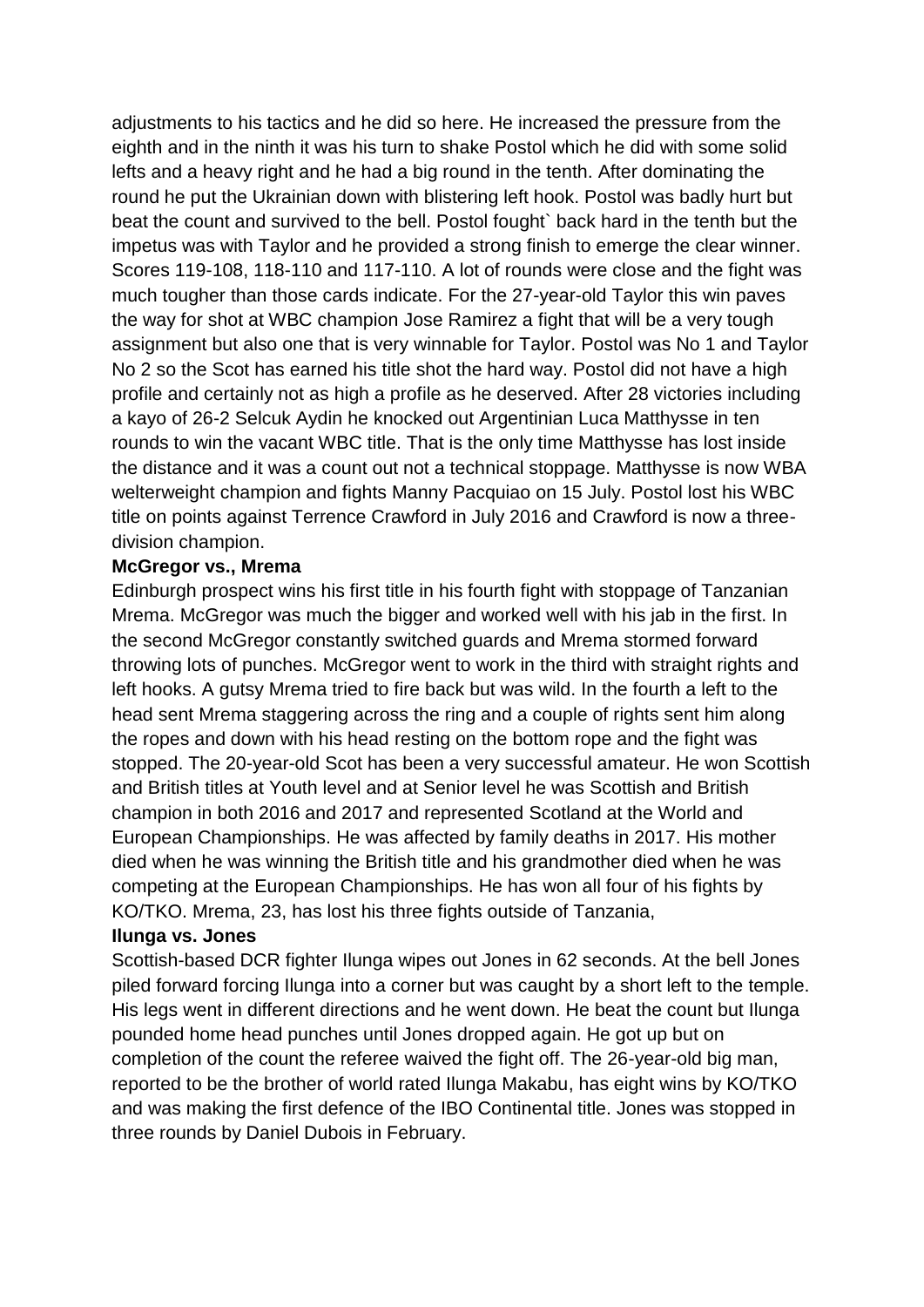adjustments to his tactics and he did so here. He increased the pressure from the eighth and in the ninth it was his turn to shake Postol which he did with some solid lefts and a heavy right and he had a big round in the tenth. After dominating the round he put the Ukrainian down with blistering left hook. Postol was badly hurt but beat the count and survived to the bell. Postol fought` back hard in the tenth but the impetus was with Taylor and he provided a strong finish to emerge the clear winner. Scores 119-108, 118-110 and 117-110. A lot of rounds were close and the fight was much tougher than those cards indicate. For the 27-year-old Taylor this win paves the way for shot at WBC champion Jose Ramirez a fight that will be a very tough assignment but also one that is very winnable for Taylor. Postol was No 1 and Taylor No 2 so the Scot has earned his title shot the hard way. Postol did not have a high profile and certainly not as high a profile as he deserved. After 28 victories including a kayo of 26-2 Selcuk Aydin he knocked out Argentinian Luca Matthysse in ten rounds to win the vacant WBC title. That is the only time Matthysse has lost inside the distance and it was a count out not a technical stoppage. Matthysse is now WBA welterweight champion and fights Manny Pacquiao on 15 July. Postol lost his WBC title on points against Terrence Crawford in July 2016 and Crawford is now a three-division champion.

**McGregor vs., Mrema**

Edinburgh prospect wins his first title in his fourth fight with stoppage of Tanzanian Mrema. McGregor was much the bigger and worked well with his jab in the first. In the second McGregor constantly switched guards and Mrema stormed forward throwing lots of punches. McGregor went to work in the third with straight rights and left hooks. A gutsy Mrema tried to fire back but was wild. In the fourth a left to the head sent Mrema staggering across the ring and a couple of rights sent him along the ropes and down with his head resting on the bottom rope and the fight was stopped. The 20-year-old Scot has been a very successful amateur. He won Scottish and British titles at Youth level and at Senior level he was Scottish and British champion in both 2016 and 2017 and represented Scotland at the World and European Championships. He was affected by family deaths in 2017. His mother died when he was winning the British title and his grandmother died when he was competing at the European Championships. He has won all four of his fights by KO/TKO. Mrema, 23, has lost his three fights outside of Tanzania,

**Ilunga vs. Jones**

Scottish-based DCR fighter Ilunga wipes out Jones in 62 seconds. At the bell Jones piled forward forcing Ilunga into a corner but was caught by a short left to the temple. His legs went in different directions and he went down. He beat the count but Ilunga pounded home head punches until Jones dropped again. He got up but on completion of the count the referee waived the fight off. The 26-year-old big man, reported to be the brother of world rated Ilunga Makabu, has eight wins by KO/TKO and was making the first defence of the IBO Continental title. Jones was stopped in three rounds by Daniel Dubois in February.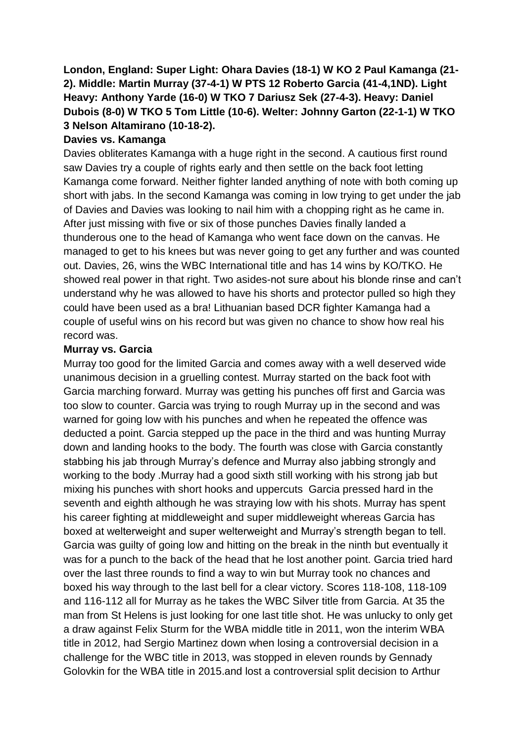**London, England: Super Light: Ohara Davies (18-1) W KO 2 Paul Kamanga (21-2). Middle: Martin Murray (37-4-1) W PTS 12 Roberto Garcia (41-4,1ND). Light Heavy: Anthony Yarde (16-0) W TKO 7 Dariusz Sek (27-4-3). Heavy: Daniel Dubois (8-0) W TKO 5 Tom Little (10-6). Welter: Johnny Garton (22-1-1) W TKO 3 Nelson Altamirano (10-18-2).**

**Davies vs. Kamanga**

Davies obliterates Kamanga with a huge right in the second. A cautious first round saw Davies try a couple of rights early and then settle on the back foot letting Kamanga come forward. Neither fighter landed anything of note with both coming up short with jabs. In the second Kamanga was coming in low trying to get under the jab of Davies and Davies was looking to nail him with a chopping right as he came in. After just missing with five or six of those punches Davies finally landed a thunderous one to the head of Kamanga who went face down on the canvas. He managed to get to his knees but was never going to get any further and was counted out. Davies, 26, wins the WBC International title and has 14 wins by KO/TKO. He showed real power in that right. Two asides-not sure about his blonde rinse and can't understand why he was allowed to have his shorts and protector pulled so high they could have been used as a bra! Lithuanian based DCR fighter Kamanga had a couple of useful wins on his record but was given no chance to show how real his record was.

**Murray vs. Garcia**

Murray too good for the limited Garcia and comes away with a well deserved wide unanimous decision in a gruelling contest. Murray started on the back foot with Garcia marching forward. Murray was getting his punches off first and Garcia was too slow to counter. Garcia was trying to rough Murray up in the second and was warned for going low with his punches and when he repeated the offence was deducted a point. Garcia stepped up the pace in the third and was hunting Murray down and landing hooks to the body. The fourth was close with Garcia constantly stabbing his jab through Murray's defence and Murray also jabbing strongly and working to the body .Murray had a good sixth still working with his strong jab but mixing his punches with short hooks and uppercuts Garcia pressed hard in the seventh and eighth although he was straying low with his shots. Murray has spent his career fighting at middleweight and super middleweight whereas Garcia has boxed at welterweight and super welterweight and Murray's strength began to tell. Garcia was guilty of going low and hitting on the break in the ninth but eventually it was for a punch to the back of the head that he lost another point. Garcia tried hard over the last three rounds to find a way to win but Murray took no chances and boxed his way through to the last bell for a clear victory. Scores 118-108, 118-109 and 116-112 all for Murray as he takes the WBC Silver title from Garcia. At 35 the man from St Helens is just looking for one last title shot. He was unlucky to only get a draw against Felix Sturm for the WBA middle title in 2011, won the interim WBA title in 2012, had Sergio Martinez down when losing a controversial decision in a challenge for the WBC title in 2013, was stopped in eleven rounds by Gennady Golovkin for the WBA title in 2015.and lost a controversial split decision to Arthur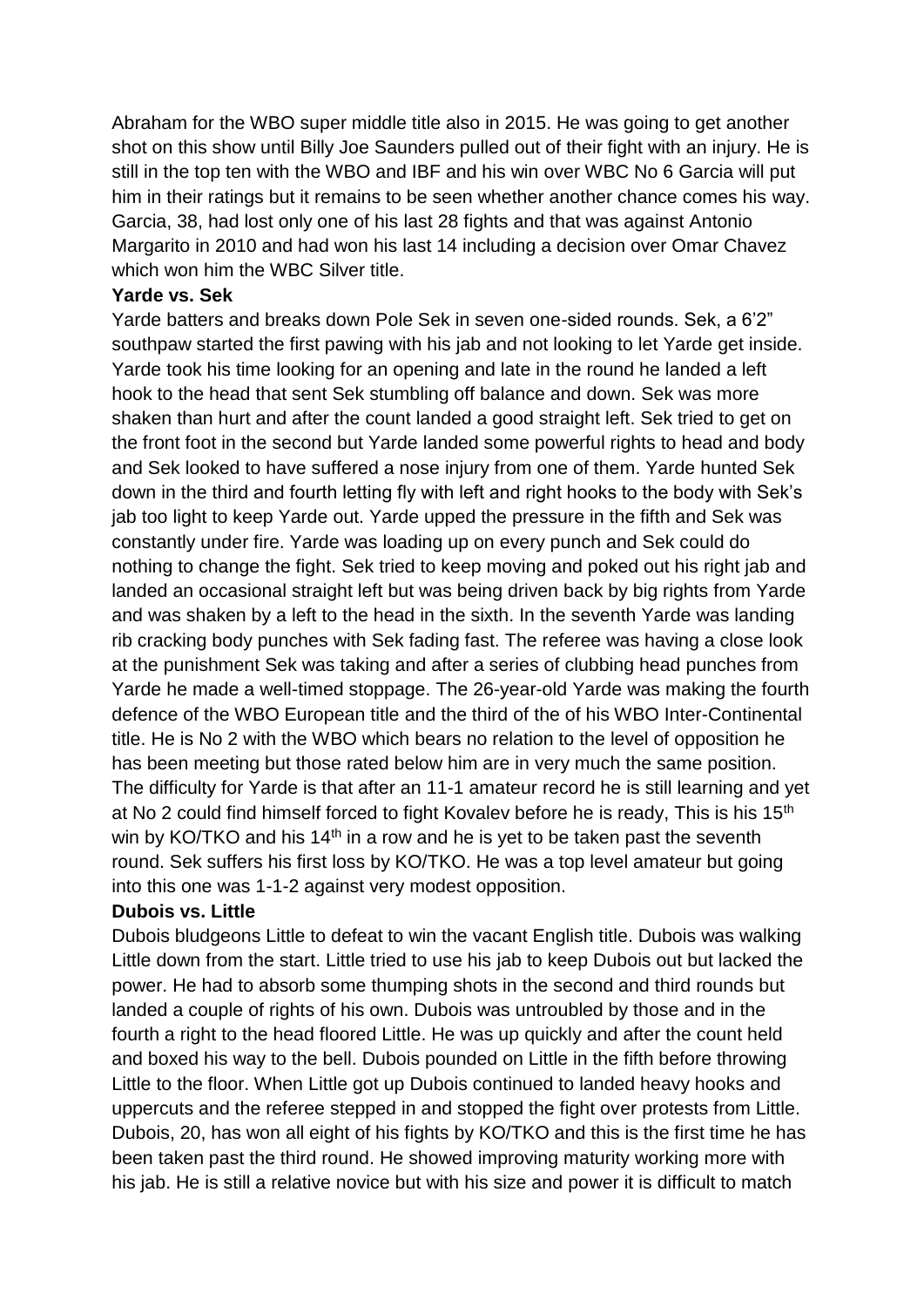Abraham for the WBO super middle title also in 2015. He was going to get another shot on this show until Billy Joe Saunders pulled out of their fight with an injury. He is still in the top ten with the WBO and IBF and his win over WBC No 6 Garcia will put him in their ratings but it remains to be seen whether another chance comes his way. Garcia, 38, had lost only one of his last 28 fights and that was against Antonio Margarito in 2010 and had won his last 14 including a decision over Omar Chavez which won him the WBC Silver title.

**Yarde vs. Sek**

Yarde batters and breaks down Pole Sek in seven one-sided rounds. Sek, a 6'2" southpaw started the first pawing with his jab and not looking to let Yarde get inside. Yarde took his time looking for an opening and late in the round he landed a left hook to the head that sent Sek stumbling off balance and down. Sek was more shaken than hurt and after the count landed a good straight left. Sek tried to get on the front foot in the second but Yarde landed some powerful rights to head and body and Sek looked to have suffered a nose injury from one of them. Yarde hunted Sek down in the third and fourth letting fly with left and right hooks to the body with Sek's jab too light to keep Yarde out. Yarde upped the pressure in the fifth and Sek was constantly under fire. Yarde was loading up on every punch and Sek could do nothing to change the fight. Sek tried to keep moving and poked out his right jab and landed an occasional straight left but was being driven back by big rights from Yarde and was shaken by a left to the head in the sixth. In the seventh Yarde was landing rib cracking body punches with Sek fading fast. The referee was having a close look at the punishment Sek was taking and after a series of clubbing head punches from Yarde he made a well-timed stoppage. The 26-year-old Yarde was making the fourth defence of the WBO European title and the third of the of his WBO Inter-Continental title. He is No 2 with the WBO which bears no relation to the level of opposition he has been meeting but those rated below him are in very much the same position. The difficulty for Yarde is that after an 11-1 amateur record he is still learning and yet at No 2 could find himself forced to fight Kovalev before he is ready, This is his 15th win by KO/TKO and his 14th in a row and he is yet to be taken past the seventh round. Sek suffers his first loss by KO/TKO. He was a top level amateur but going into this one was 1-1-2 against very modest opposition.

**Dubois vs. Little**

Dubois bludgeons Little to defeat to win the vacant English title. Dubois was walking Little down from the start. Little tried to use his jab to keep Dubois out but lacked the power. He had to absorb some thumping shots in the second and third rounds but landed a couple of rights of his own. Dubois was untroubled by those and in the fourth a right to the head floored Little. He was up quickly and after the count held and boxed his way to the bell. Dubois pounded on Little in the fifth before throwing Little to the floor. When Little got up Dubois continued to landed heavy hooks and uppercuts and the referee stepped in and stopped the fight over protests from Little. Dubois, 20, has won all eight of his fights by KO/TKO and this is the first time he has been taken past the third round. He showed improving maturity working more with his jab. He is still a relative novice but with his size and power it is difficult to match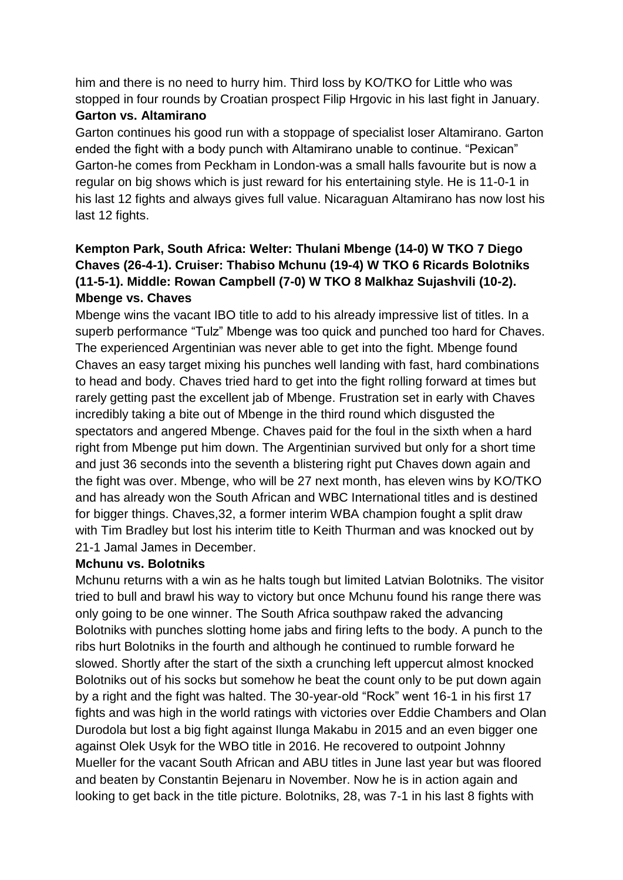him and there is no need to hurry him. Third loss by KO/TKO for Little who was stopped in four rounds by Croatian prospect Filip Hrgovic in his last fight in January.

**Garton vs. Altamirano**

Garton continues his good run with a stoppage of specialist loser Altamirano. Garton ended the fight with a body punch with Altamirano unable to continue. "Pexican" Garton-he comes from Peckham in London-was a small halls favourite but is now a regular on big shows which is just reward for his entertaining style. He is 11-0-1 in his last 12 fights and always gives full value. Nicaraguan Altamirano has now lost his last 12 fights.

**Kempton Park, South Africa: Welter: Thulani Mbenge (14-0) W TKO 7 Diego Chaves (26-4-1). Cruiser: Thabiso Mchunu (19-4) W TKO 6 Ricards Bolotniks (11-5-1). Middle: Rowan Campbell (7-0) W TKO 8 Malkhaz Sujashvili (10-2).**

**Mbenge vs. Chaves**

Mbenge wins the vacant IBO title to add to his already impressive list of titles. In a superb performance "Tulz" Mbenge was too quick and punched too hard for Chaves. The experienced Argentinian was never able to get into the fight. Mbenge found Chaves an easy target mixing his punches well landing with fast, hard combinations to head and body. Chaves tried hard to get into the fight rolling forward at times but rarely getting past the excellent jab of Mbenge. Frustration set in early with Chaves incredibly taking a bite out of Mbenge in the third round which disgusted the spectators and angered Mbenge. Chaves paid for the foul in the sixth when a hard right from Mbenge put him down. The Argentinian survived but only for a short time and just 36 seconds into the seventh a blistering right put Chaves down again and the fight was over. Mbenge, who will be 27 next month, has eleven wins by KO/TKO and has already won the South African and WBC International titles and is destined for bigger things. Chaves,32, a former interim WBA champion fought a split draw with Tim Bradley but lost his interim title to Keith Thurman and was knocked out by 21-1 Jamal James in December.

**Mchunu vs. Bolotniks**

Mchunu returns with a win as he halts tough but limited Latvian Bolotniks. The visitor tried to bull and brawl his way to victory but once Mchunu found his range there was only going to be one winner. The South Africa southpaw raked the advancing Bolotniks with punches slotting home jabs and firing lefts to the body. A punch to the ribs hurt Bolotniks in the fourth and although he continued to rumble forward he slowed. Shortly after the start of the sixth a crunching left uppercut almost knocked Bolotniks out of his socks but somehow he beat the count only to be put down again by a right and the fight was halted. The 30-year-old "Rock" went 16-1 in his first 17 fights and was high in the world ratings with victories over Eddie Chambers and Olan Durodola but lost a big fight against Ilunga Makabu in 2015 and an even bigger one against Olek Usyk for the WBO title in 2016. He recovered to outpoint Johnny Mueller for the vacant South African and ABU titles in June last year but was floored and beaten by Constantin Bejenaru in November. Now he is in action again and looking to get back in the title picture. Bolotniks, 28, was 7-1 in his last 8 fights with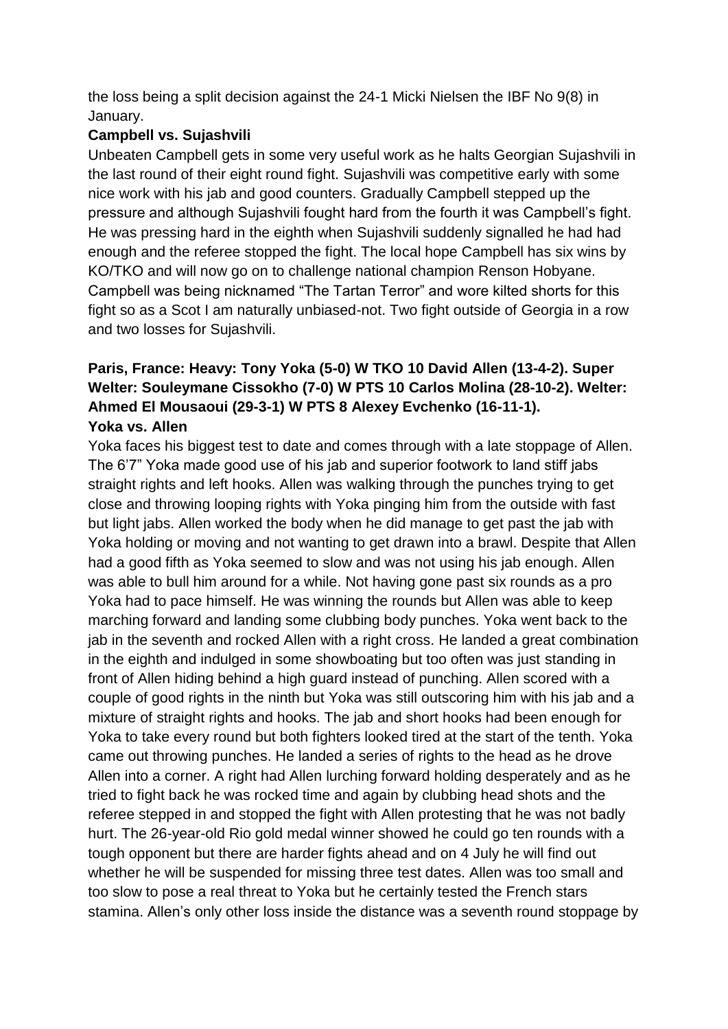the loss being a split decision against the 24-1 Micki Nielsen the IBF No 9(8) in January.

**Campbell vs. Sujashvili**

Unbeaten Campbell gets in some very useful work as he halts Georgian Sujashvili in the last round of their eight round fight. Sujashvili was competitive early with some nice work with his jab and good counters. Gradually Campbell stepped up the pressure and although Sujashvili fought hard from the fourth it was Campbell's fight. He was pressing hard in the eighth when Sujashvili suddenly signalled he had had enough and the referee stopped the fight. The local hope Campbell has six wins by KO/TKO and will now go on to challenge national champion Renson Hobyane. Campbell was being nicknamed "The Tartan Terror" and wore kilted shorts for this fight so as a Scot I am naturally unbiased-not. Two fight outside of Georgia in a row and two losses for Sujashvili.

**Paris, France: Heavy: Tony Yoka (5-0) W TKO 10 David Allen (13-4-2). Super Welter: Souleymane Cissokho (7-0) W PTS 10 Carlos Molina (28-10-2). Welter: Ahmed El Mousaoui (29-3-1) W PTS 8 Alexey Evchenko (16-11-1).**

**Yoka vs. Allen**

Yoka faces his biggest test to date and comes through with a late stoppage of Allen. The 6'7" Yoka made good use of his jab and superior footwork to land stiff jabs straight rights and left hooks. Allen was walking through the punches trying to get close and throwing looping rights with Yoka pinging him from the outside with fast but light jabs. Allen worked the body when he did manage to get past the jab with Yoka holding or moving and not wanting to get drawn into a brawl. Despite that Allen had a good fifth as Yoka seemed to slow and was not using his jab enough. Allen was able to bull him around for a while. Not having gone past six rounds as a pro Yoka had to pace himself. He was winning the rounds but Allen was able to keep marching forward and landing some clubbing body punches. Yoka went back to the jab in the seventh and rocked Allen with a right cross. He landed a great combination in the eighth and indulged in some showboating but too often was just standing in front of Allen hiding behind a high guard instead of punching. Allen scored with a couple of good rights in the ninth but Yoka was still outscoring him with his jab and a mixture of straight rights and hooks. The jab and short hooks had been enough for Yoka to take every round but both fighters looked tired at the start of the tenth. Yoka came out throwing punches. He landed a series of rights to the head as he drove Allen into a corner. A right had Allen lurching forward holding desperately and as he tried to fight back he was rocked time and again by clubbing head shots and the referee stepped in and stopped the fight with Allen protesting that he was not badly hurt. The 26-year-old Rio gold medal winner showed he could go ten rounds with a tough opponent but there are harder fights ahead and on 4 July he will find out whether he will be suspended for missing three test dates. Allen was too small and too slow to pose a real threat to Yoka but he certainly tested the French stars stamina. Allen's only other loss inside the distance was a seventh round stoppage by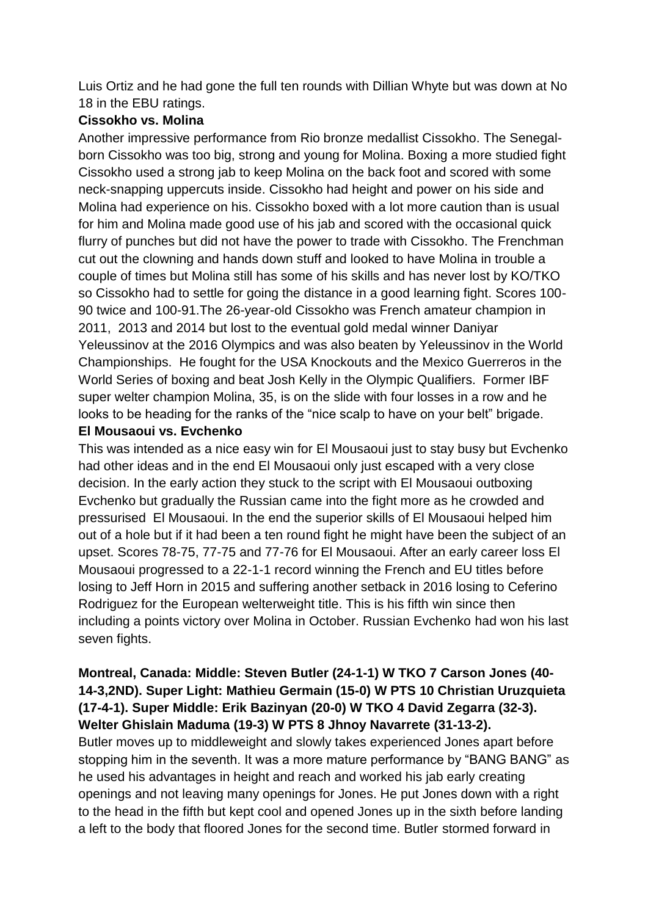Luis Ortiz and he had gone the full ten rounds with Dillian Whyte but was down at No 18 in the EBU ratings.

**Cissokho vs. Molina**

Another impressive performance from Rio bronze medallist Cissokho. The Senegal-born Cissokho was too big, strong and young for Molina. Boxing a more studied fight Cissokho used a strong jab to keep Molina on the back foot and scored with some neck-snapping uppercuts inside. Cissokho had height and power on his side and Molina had experience on his. Cissokho boxed with a lot more caution than is usual for him and Molina made good use of his jab and scored with the occasional quick flurry of punches but did not have the power to trade with Cissokho. The Frenchman cut out the clowning and hands down stuff and looked to have Molina in trouble a couple of times but Molina still has some of his skills and has never lost by KO/TKO so Cissokho had to settle for going the distance in a good learning fight. Scores 100-90 twice and 100-91.The 26-year-old Cissokho was French amateur champion in 2011, 2013 and 2014 but lost to the eventual gold medal winner Daniyar Yeleussinov at the 2016 Olympics and was also beaten by Yeleussinov in the World Championships. He fought for the USA Knockouts and the Mexico Guerreros in the World Series of boxing and beat Josh Kelly in the Olympic Qualifiers. Former IBF super welter champion Molina, 35, is on the slide with four losses in a row and he looks to be heading for the ranks of the "nice scalp to have on your belt" brigade.

**El Mousaoui vs. Evchenko**

This was intended as a nice easy win for El Mousaoui just to stay busy but Evchenko had other ideas and in the end El Mousaoui only just escaped with a very close decision. In the early action they stuck to the script with El Mousaoui outboxing Evchenko but gradually the Russian came into the fight more as he crowded and pressurised El Mousaoui. In the end the superior skills of El Mousaoui helped him out of a hole but if it had been a ten round fight he might have been the subject of an upset. Scores 78-75, 77-75 and 77-76 for El Mousaoui. After an early career loss El Mousaoui progressed to a 22-1-1 record winning the French and EU titles before losing to Jeff Horn in 2015 and suffering another setback in 2016 losing to Ceferino Rodriguez for the European welterweight title. This is his fifth win since then including a points victory over Molina in October. Russian Evchenko had won his last seven fights.

**Montreal, Canada: Middle: Steven Butler (24-1-1) W TKO 7 Carson Jones (40-14-3,2ND). Super Light: Mathieu Germain (15-0) W PTS 10 Christian Uruzquieta (17-4-1). Super Middle: Erik Bazinyan (20-0) W TKO 4 David Zegarra (32-3). Welter Ghislain Maduma (19-3) W PTS 8 Jhnoy Navarrete (31-13-2).**

Butler moves up to middleweight and slowly takes experienced Jones apart before stopping him in the seventh. It was a more mature performance by "BANG BANG" as he used his advantages in height and reach and worked his jab early creating openings and not leaving many openings for Jones. He put Jones down with a right to the head in the fifth but kept cool and opened Jones up in the sixth before landing a left to the body that floored Jones for the second time. Butler stormed forward in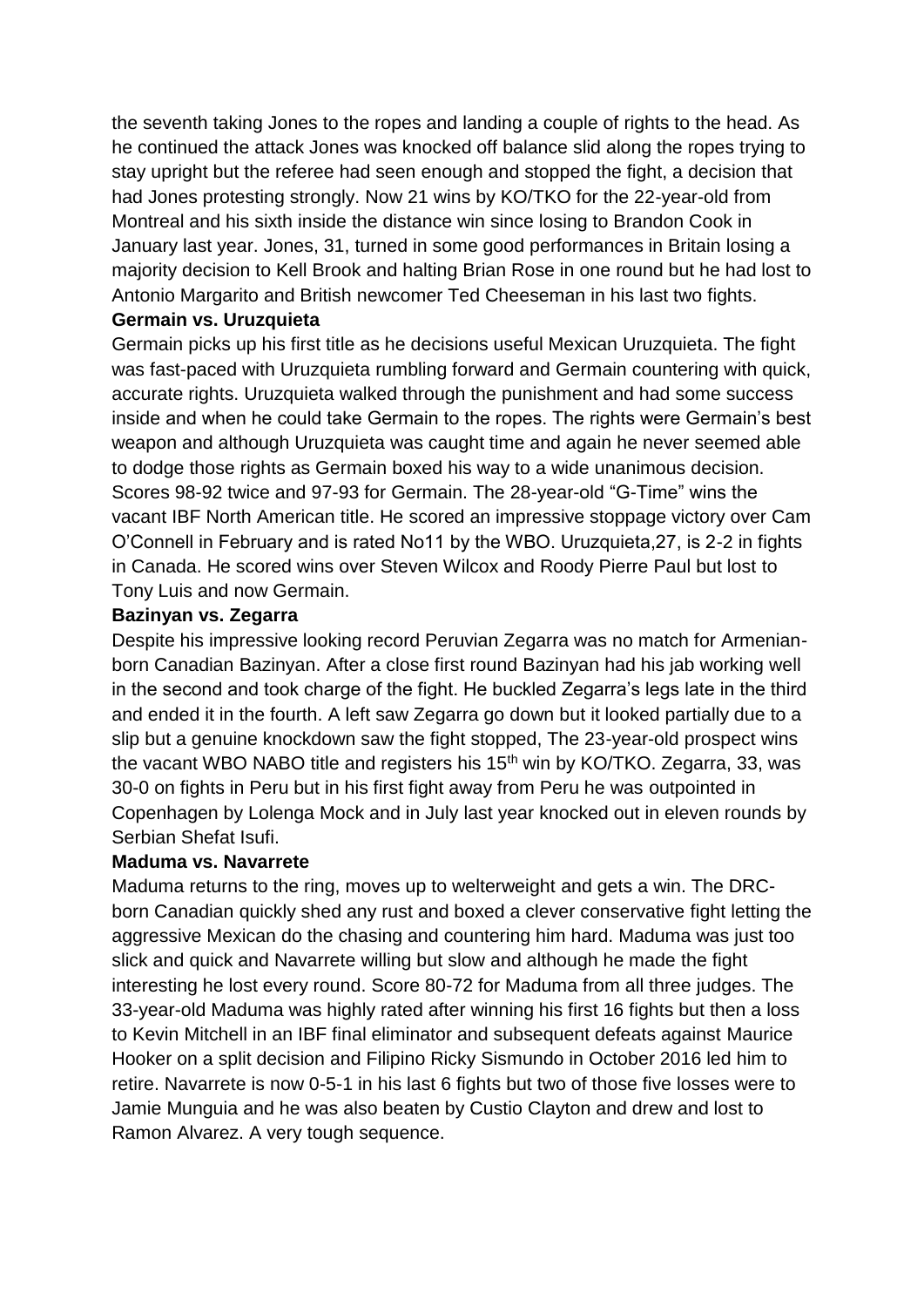the seventh taking Jones to the ropes and landing a couple of rights to the head. As he continued the attack Jones was knocked off balance slid along the ropes trying to stay upright but the referee had seen enough and stopped the fight, a decision that had Jones protesting strongly. Now 21 wins by KO/TKO for the 22-year-old from Montreal and his sixth inside the distance win since losing to Brandon Cook in January last year. Jones, 31, turned in some good performances in Britain losing a majority decision to Kell Brook and halting Brian Rose in one round but he had lost to Antonio Margarito and British newcomer Ted Cheeseman in his last two fights.

**Germain vs. Uruzquieta**

Germain picks up his first title as he decisions useful Mexican Uruzquieta. The fight was fast-paced with Uruzquieta rumbling forward and Germain countering with quick, accurate rights. Uruzquieta walked through the punishment and had some success inside and when he could take Germain to the ropes. The rights were Germain's best weapon and although Uruzquieta was caught time and again he never seemed able to dodge those rights as Germain boxed his way to a wide unanimous decision. Scores 98-92 twice and 97-93 for Germain. The 28-year-old "G-Time" wins the vacant IBF North American title. He scored an impressive stoppage victory over Cam O'Connell in February and is rated No11 by the WBO. Uruzquieta,27, is 2-2 in fights in Canada. He scored wins over Steven Wilcox and Roody Pierre Paul but lost to Tony Luis and now Germain.

**Bazinyan vs. Zegarra**

Despite his impressive looking record Peruvian Zegarra was no match for Armenian-born Canadian Bazinyan. After a close first round Bazinyan had his jab working well in the second and took charge of the fight. He buckled Zegarra's legs late in the third and ended it in the fourth. A left saw Zegarra go down but it looked partially due to a slip but a genuine knockdown saw the fight stopped, The 23-year-old prospect wins the vacant WBO NABO title and registers his 15th win by KO/TKO. Zegarra, 33, was 30-0 on fights in Peru but in his first fight away from Peru he was outpointed in Copenhagen by Lolenga Mock and in July last year knocked out in eleven rounds by Serbian Shefat Isufi.

**Maduma vs. Navarrete**

Maduma returns to the ring, moves up to welterweight and gets a win. The DRC-born Canadian quickly shed any rust and boxed a clever conservative fight letting the aggressive Mexican do the chasing and countering him hard. Maduma was just too slick and quick and Navarrete willing but slow and although he made the fight interesting he lost every round. Score 80-72 for Maduma from all three judges. The 33-year-old Maduma was highly rated after winning his first 16 fights but then a loss to Kevin Mitchell in an IBF final eliminator and subsequent defeats against Maurice Hooker on a split decision and Filipino Ricky Sismundo in October 2016 led him to retire. Navarrete is now 0-5-1 in his last 6 fights but two of those five losses were to Jamie Munguia and he was also beaten by Custio Clayton and drew and lost to Ramon Alvarez. A very tough sequence.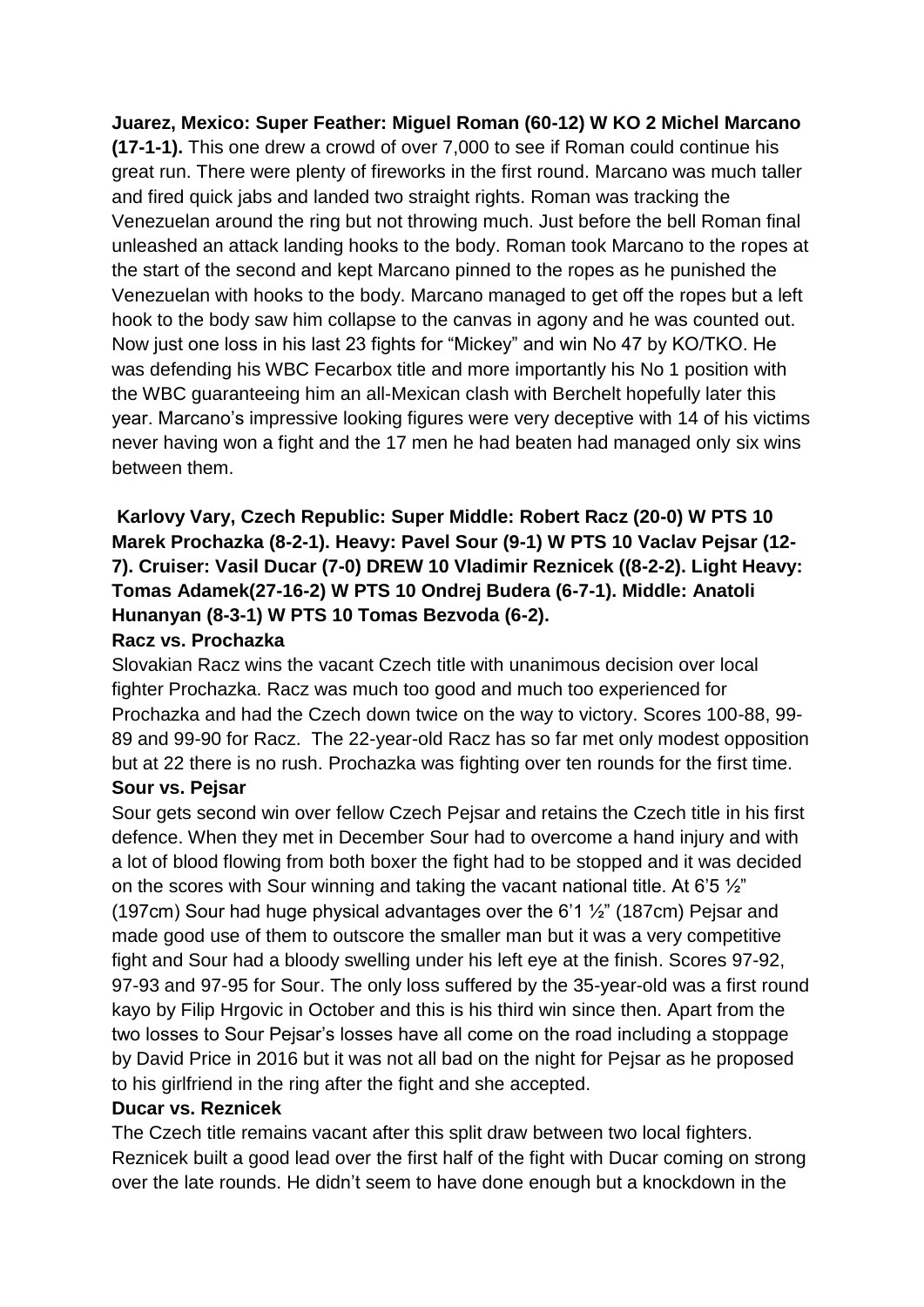**Juarez, Mexico: Super Feather: Miguel Roman (60-12) W KO 2 Michel Marcano (17-1-1).** This one drew a crowd of over 7,000 to see if Roman could continue his great run. There were plenty of fireworks in the first round. Marcano was much taller and fired quick jabs and landed two straight rights. Roman was tracking the Venezuelan around the ring but not throwing much. Just before the bell Roman final unleashed an attack landing hooks to the body. Roman took Marcano to the ropes at the start of the second and kept Marcano pinned to the ropes as he punished the Venezuelan with hooks to the body. Marcano managed to get off the ropes but a left hook to the body saw him collapse to the canvas in agony and he was counted out. Now just one loss in his last 23 fights for "Mickey" and win No 47 by KO/TKO. He was defending his WBC Fecarbox title and more importantly his No 1 position with the WBC guaranteeing him an all-Mexican clash with Berchelt hopefully later this year. Marcano's impressive looking figures were very deceptive with 14 of his victims never having won a fight and the 17 men he had beaten had managed only six wins between them.

**Karlovy Vary, Czech Republic: Super Middle: Robert Racz (20-0) W PTS 10 Marek Prochazka (8-2-1). Heavy: Pavel Sour (9-1) W PTS 10 Vaclav Pejsar (12-7). Cruiser: Vasil Ducar (7-0) DREW 10 Vladimir Reznicek ((8-2-2). Light Heavy: Tomas Adamek(27-16-2) W PTS 10 Ondrej Budera (6-7-1). Middle: Anatoli Hunanyan (8-3-1) W PTS 10 Tomas Bezvoda (6-2).**

**Racz vs. Prochazka**

Slovakian Racz wins the vacant Czech title with unanimous decision over local fighter Prochazka. Racz was much too good and much too experienced for Prochazka and had the Czech down twice on the way to victory. Scores 100-88, 99-89 and 99-90 for Racz. The 22-year-old Racz has so far met only modest opposition but at 22 there is no rush. Prochazka was fighting over ten rounds for the first time.

**Sour vs. Pejsar**

Sour gets second win over fellow Czech Pejsar and retains the Czech title in his first defence. When they met in December Sour had to overcome a hand injury and with a lot of blood flowing from both boxer the fight had to be stopped and it was decided on the scores with Sour winning and taking the vacant national title. At 6'5 ½" (197cm) Sour had huge physical advantages over the 6'1 ½" (187cm) Pejsar and made good use of them to outscore the smaller man but it was a very competitive fight and Sour had a bloody swelling under his left eye at the finish. Scores 97-92, 97-93 and 97-95 for Sour. The only loss suffered by the 35-year-old was a first round kayo by Filip Hrgovic in October and this is his third win since then. Apart from the two losses to Sour Pejsar's losses have all come on the road including a stoppage by David Price in 2016 but it was not all bad on the night for Pejsar as he proposed to his girlfriend in the ring after the fight and she accepted.

**Ducar vs. Reznicek**

The Czech title remains vacant after this split draw between two local fighters. Reznicek built a good lead over the first half of the fight with Ducar coming on strong over the late rounds. He didn't seem to have done enough but a knockdown in the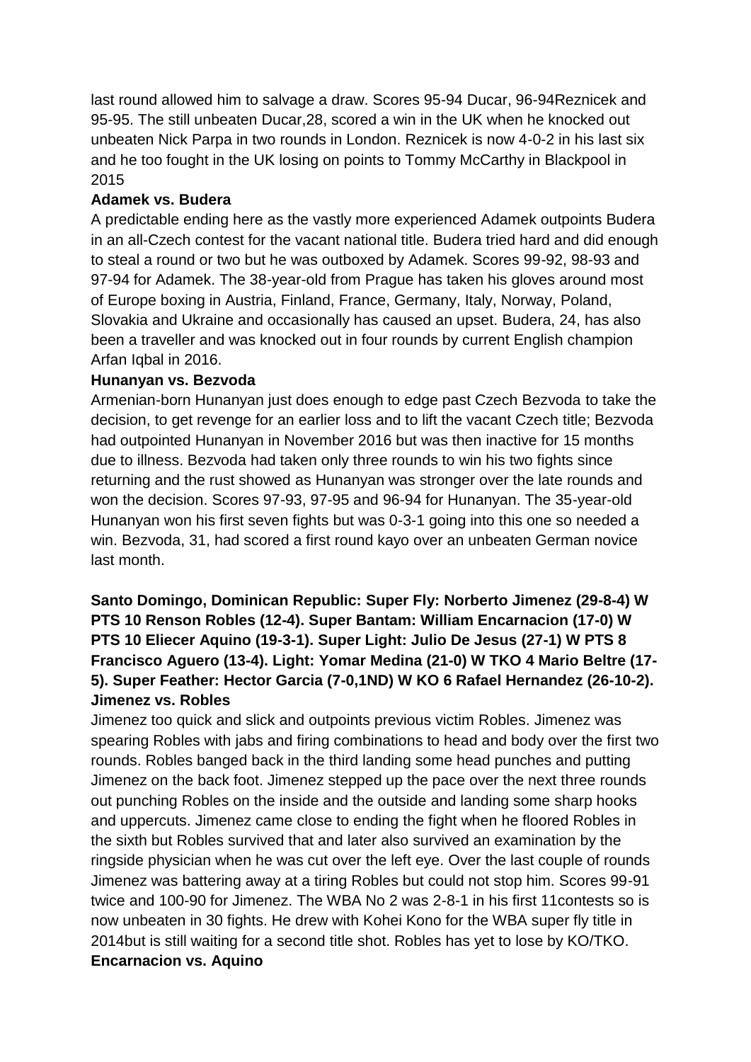last round allowed him to salvage a draw. Scores 95-94 Ducar, 96-94Reznicek and 95-95. The still unbeaten Ducar,28, scored a win in the UK when he knocked out unbeaten Nick Parpa in two rounds in London. Reznicek is now 4-0-2 in his last six and he too fought in the UK losing on points to Tommy McCarthy in Blackpool in 2015

**Adamek vs. Budera**

A predictable ending here as the vastly more experienced Adamek outpoints Budera in an all-Czech contest for the vacant national title. Budera tried hard and did enough to steal a round or two but he was outboxed by Adamek. Scores 99-92, 98-93 and 97-94 for Adamek. The 38-year-old from Prague has taken his gloves around most of Europe boxing in Austria, Finland, France, Germany, Italy, Norway, Poland, Slovakia and Ukraine and occasionally has caused an upset. Budera, 24, has also been a traveller and was knocked out in four rounds by current English champion Arfan Iqbal in 2016.

**Hunanyan vs. Bezvoda**

Armenian-born Hunanyan just does enough to edge past Czech Bezvoda to take the decision, to get revenge for an earlier loss and to lift the vacant Czech title; Bezvoda had outpointed Hunanyan in November 2016 but was then inactive for 15 months due to illness. Bezvoda had taken only three rounds to win his two fights since returning and the rust showed as Hunanyan was stronger over the late rounds and won the decision. Scores 97-93, 97-95 and 96-94 for Hunanyan. The 35-year-old Hunanyan won his first seven fights but was 0-3-1 going into this one so needed a win. Bezvoda, 31, had scored a first round kayo over an unbeaten German novice last month.

**Santo Domingo, Dominican Republic: Super Fly: Norberto Jimenez (29-8-4) W PTS 10 Renson Robles (12-4). Super Bantam: William Encarnacion (17-0) W PTS 10 Eliecer Aquino (19-3-1). Super Light: Julio De Jesus (27-1) W PTS 8 Francisco Aguero (13-4). Light: Yomar Medina (21-0) W TKO 4 Mario Beltre (17-5). Super Feather: Hector Garcia (7-0,1ND) W KO 6 Rafael Hernandez (26-10-2).**

**Jimenez vs. Robles**

Jimenez too quick and slick and outpoints previous victim Robles. Jimenez was spearing Robles with jabs and firing combinations to head and body over the first two rounds. Robles banged back in the third landing some head punches and putting Jimenez on the back foot. Jimenez stepped up the pace over the next three rounds out punching Robles on the inside and the outside and landing some sharp hooks and uppercuts. Jimenez came close to ending the fight when he floored Robles in the sixth but Robles survived that and later also survived an examination by the ringside physician when he was cut over the left eye. Over the last couple of rounds Jimenez was battering away at a tiring Robles but could not stop him. Scores 99-91 twice and 100-90 for Jimenez. The WBA No 2 was 2-8-1 in his first 11contests so is now unbeaten in 30 fights. He drew with Kohei Kono for the WBA super fly title in 2014but is still waiting for a second title shot. Robles has yet to lose by KO/TKO.

**Encarnacion vs. Aquino**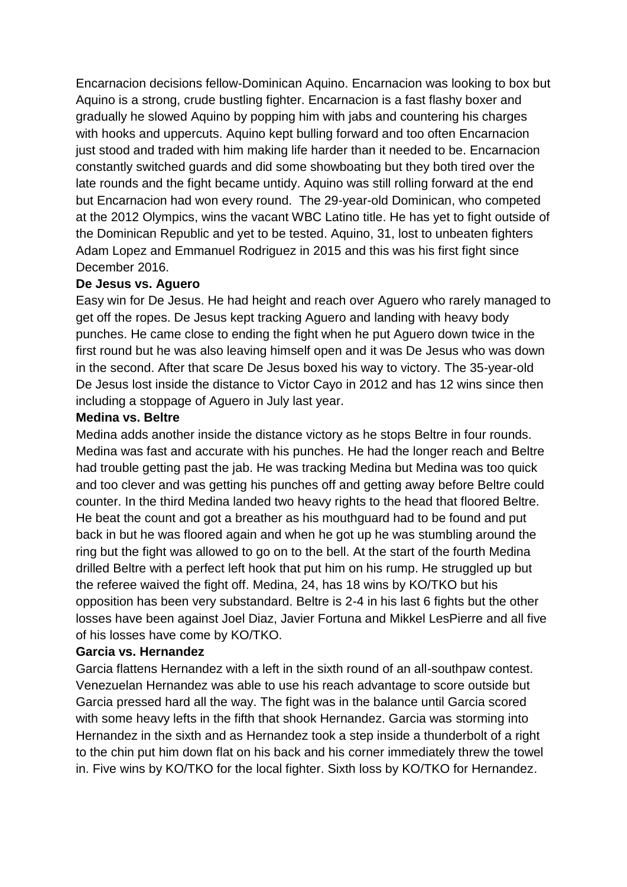Encarnacion decisions fellow-Dominican Aquino. Encarnacion was looking to box but Aquino is a strong, crude bustling fighter. Encarnacion is a fast flashy boxer and gradually he slowed Aquino by popping him with jabs and countering his charges with hooks and uppercuts. Aquino kept bulling forward and too often Encarnacion just stood and traded with him making life harder than it needed to be. Encarnacion constantly switched guards and did some showboating but they both tired over the late rounds and the fight became untidy. Aquino was still rolling forward at the end but Encarnacion had won every round. The 29-year-old Dominican, who competed at the 2012 Olympics, wins the vacant WBC Latino title. He has yet to fight outside of the Dominican Republic and yet to be tested. Aquino, 31, lost to unbeaten fighters Adam Lopez and Emmanuel Rodriguez in 2015 and this was his first fight since December 2016.

**De Jesus vs. Aguero**

Easy win for De Jesus. He had height and reach over Aguero who rarely managed to get off the ropes. De Jesus kept tracking Aguero and landing with heavy body punches. He came close to ending the fight when he put Aguero down twice in the first round but he was also leaving himself open and it was De Jesus who was down in the second. After that scare De Jesus boxed his way to victory. The 35-year-old De Jesus lost inside the distance to Victor Cayo in 2012 and has 12 wins since then including a stoppage of Aguero in July last year.

**Medina vs. Beltre**

Medina adds another inside the distance victory as he stops Beltre in four rounds. Medina was fast and accurate with his punches. He had the longer reach and Beltre had trouble getting past the jab. He was tracking Medina but Medina was too quick and too clever and was getting his punches off and getting away before Beltre could counter. In the third Medina landed two heavy rights to the head that floored Beltre. He beat the count and got a breather as his mouthguard had to be found and put back in but he was floored again and when he got up he was stumbling around the ring but the fight was allowed to go on to the bell. At the start of the fourth Medina drilled Beltre with a perfect left hook that put him on his rump. He struggled up but the referee waived the fight off. Medina, 24, has 18 wins by KO/TKO but his opposition has been very substandard. Beltre is 2-4 in his last 6 fights but the other losses have been against Joel Diaz, Javier Fortuna and Mikkel LesPierre and all five of his losses have come by KO/TKO.

**Garcia vs. Hernandez**

Garcia flattens Hernandez with a left in the sixth round of an all-southpaw contest. Venezuelan Hernandez was able to use his reach advantage to score outside but Garcia pressed hard all the way. The fight was in the balance until Garcia scored with some heavy lefts in the fifth that shook Hernandez. Garcia was storming into Hernandez in the sixth and as Hernandez took a step inside a thunderbolt of a right to the chin put him down flat on his back and his corner immediately threw the towel in. Five wins by KO/TKO for the local fighter. Sixth loss by KO/TKO for Hernandez.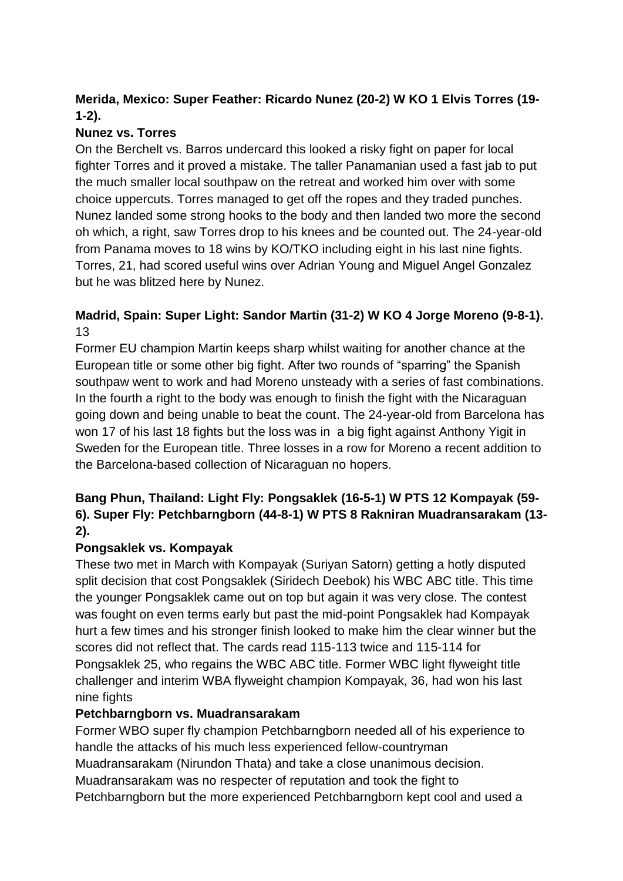**Merida, Mexico: Super Feather: Ricardo Nunez (20-2) W KO 1 Elvis Torres (19-1-2).**

**Nunez vs. Torres**

On the Berchelt vs. Barros undercard this looked a risky fight on paper for local fighter Torres and it proved a mistake. The taller Panamanian used a fast jab to put the much smaller local southpaw on the retreat and worked him over with some choice uppercuts. Torres managed to get off the ropes and they traded punches. Nunez landed some strong hooks to the body and then landed two more the second oh which, a right, saw Torres drop to his knees and be counted out. The 24-year-old from Panama moves to 18 wins by KO/TKO including eight in his last nine fights. Torres, 21, had scored useful wins over Adrian Young and Miguel Angel Gonzalez but he was blitzed here by Nunez.

**Madrid, Spain: Super Light: Sandor Martin (31-2) W KO 4 Jorge Moreno (9-8-1).** 13

Former EU champion Martin keeps sharp whilst waiting for another chance at the European title or some other big fight. After two rounds of "sparring" the Spanish southpaw went to work and had Moreno unsteady with a series of fast combinations. In the fourth a right to the body was enough to finish the fight with the Nicaraguan going down and being unable to beat the count. The 24-year-old from Barcelona has won 17 of his last 18 fights but the loss was in a big fight against Anthony Yigit in Sweden for the European title. Three losses in a row for Moreno a recent addition to the Barcelona-based collection of Nicaraguan no hopers.

**Bang Phun, Thailand: Light Fly: Pongsaklek (16-5-1) W PTS 12 Kompayak (59-6). Super Fly: Petchbarngborn (44-8-1) W PTS 8 Rakniran Muadransarakam (13-2).**

**Pongsaklek vs. Kompayak**

These two met in March with Kompayak (Suriyan Satorn) getting a hotly disputed split decision that cost Pongsaklek (Siridech Deebok) his WBC ABC title. This time the younger Pongsaklek came out on top but again it was very close. The contest was fought on even terms early but past the mid-point Pongsaklek had Kompayak hurt a few times and his stronger finish looked to make him the clear winner but the scores did not reflect that. The cards read 115-113 twice and 115-114 for Pongsaklek 25, who regains the WBC ABC title. Former WBC light flyweight title challenger and interim WBA flyweight champion Kompayak, 36, had won his last nine fights

**Petchbarngborn vs. Muadransarakam**

Former WBO super fly champion Petchbarngborn needed all of his experience to handle the attacks of his much less experienced fellow-countryman Muadransarakam (Nirundon Thata) and take a close unanimous decision. Muadransarakam was no respecter of reputation and took the fight to Petchbarngborn but the more experienced Petchbarngborn kept cool and used a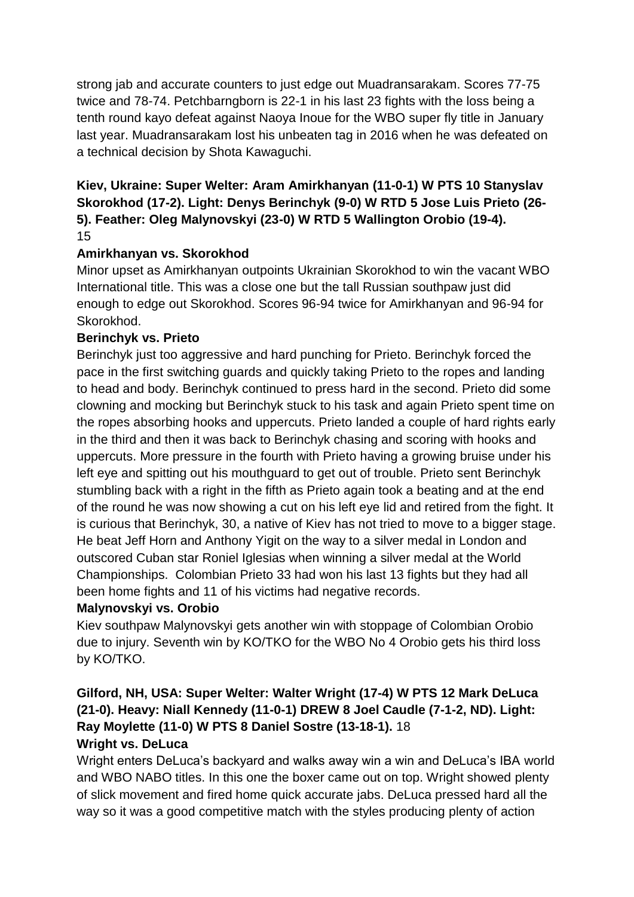strong jab and accurate counters to just edge out Muadransarakam. Scores 77-75 twice and 78-74. Petchbarngborn is 22-1 in his last 23 fights with the loss being a tenth round kayo defeat against Naoya Inoue for the WBO super fly title in January last year. Muadransarakam lost his unbeaten tag in 2016 when he was defeated on a technical decision by Shota Kawaguchi.

**Kiev, Ukraine: Super Welter: Aram Amirkhanyan (11-0-1) W PTS 10 Stanyslav Skorokhod (17-2). Light: Denys Berinchyk (9-0) W RTD 5 Jose Luis Prieto (26-5). Feather: Oleg Malynovskyi (23-0) W RTD 5 Wallington Orobio (19-4).** 15

**Amirkhanyan vs. Skorokhod**

Minor upset as Amirkhanyan outpoints Ukrainian Skorokhod to win the vacant WBO International title. This was a close one but the tall Russian southpaw just did enough to edge out Skorokhod. Scores 96-94 twice for Amirkhanyan and 96-94 for Skorokhod.

**Berinchyk vs. Prieto**

Berinchyk just too aggressive and hard punching for Prieto. Berinchyk forced the pace in the first switching guards and quickly taking Prieto to the ropes and landing to head and body. Berinchyk continued to press hard in the second. Prieto did some clowning and mocking but Berinchyk stuck to his task and again Prieto spent time on the ropes absorbing hooks and uppercuts. Prieto landed a couple of hard rights early in the third and then it was back to Berinchyk chasing and scoring with hooks and uppercuts. More pressure in the fourth with Prieto having a growing bruise under his left eye and spitting out his mouthguard to get out of trouble. Prieto sent Berinchyk stumbling back with a right in the fifth as Prieto again took a beating and at the end of the round he was now showing a cut on his left eye lid and retired from the fight. It is curious that Berinchyk, 30, a native of Kiev has not tried to move to a bigger stage. He beat Jeff Horn and Anthony Yigit on the way to a silver medal in London and outscored Cuban star Roniel Iglesias when winning a silver medal at the World Championships. Colombian Prieto 33 had won his last 13 fights but they had all been home fights and 11 of his victims had negative records.

**Malynovskyi vs. Orobio**

Kiev southpaw Malynovskyi gets another win with stoppage of Colombian Orobio due to injury. Seventh win by KO/TKO for the WBO No 4 Orobio gets his third loss by KO/TKO.

**Gilford, NH, USA: Super Welter: Walter Wright (17-4) W PTS 12 Mark DeLuca (21-0). Heavy: Niall Kennedy (11-0-1) DREW 8 Joel Caudle (7-1-2, ND). Light: Ray Moylette (11-0) W PTS 8 Daniel Sostre (13-18-1).** 18

**Wright vs. DeLuca**

Wright enters DeLuca's backyard and walks away win a win and DeLuca's IBA world and WBO NABO titles. In this one the boxer came out on top. Wright showed plenty of slick movement and fired home quick accurate jabs. DeLuca pressed hard all the way so it was a good competitive match with the styles producing plenty of action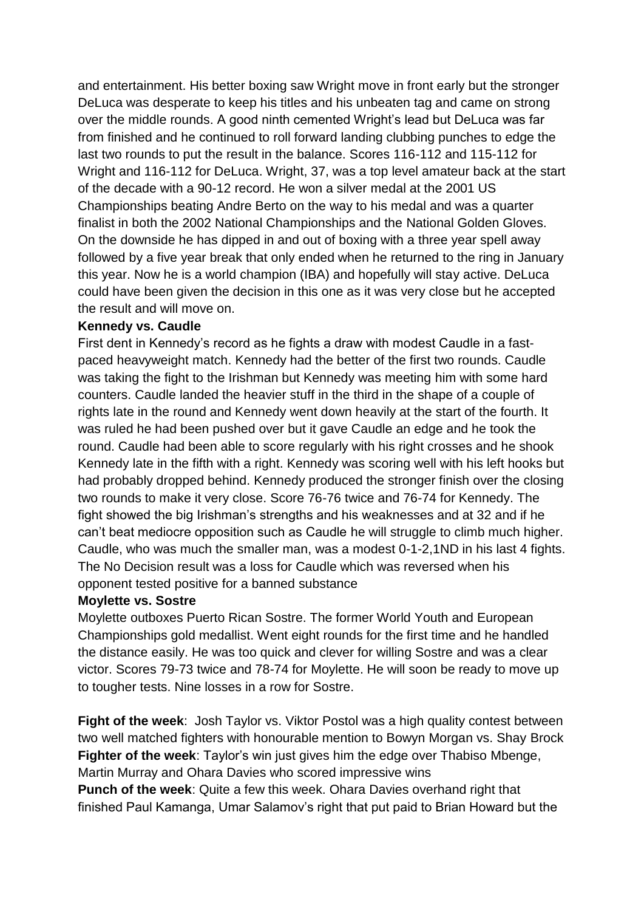and entertainment. His better boxing saw Wright move in front early but the stronger DeLuca was desperate to keep his titles and his unbeaten tag and came on strong over the middle rounds. A good ninth cemented Wright's lead but DeLuca was far from finished and he continued to roll forward landing clubbing punches to edge the last two rounds to put the result in the balance. Scores 116-112 and 115-112 for Wright and 116-112 for DeLuca. Wright, 37, was a top level amateur back at the start of the decade with a 90-12 record. He won a silver medal at the 2001 US Championships beating Andre Berto on the way to his medal and was a quarter finalist in both the 2002 National Championships and the National Golden Gloves. On the downside he has dipped in and out of boxing with a three year spell away followed by a five year break that only ended when he returned to the ring in January this year. Now he is a world champion (IBA) and hopefully will stay active. DeLuca could have been given the decision in this one as it was very close but he accepted the result and will move on.

**Kennedy vs. Caudle**

First dent in Kennedy's record as he fights a draw with modest Caudle in a fast-paced heavyweight match. Kennedy had the better of the first two rounds. Caudle was taking the fight to the Irishman but Kennedy was meeting him with some hard counters. Caudle landed the heavier stuff in the third in the shape of a couple of rights late in the round and Kennedy went down heavily at the start of the fourth. It was ruled he had been pushed over but it gave Caudle an edge and he took the round. Caudle had been able to score regularly with his right crosses and he shook Kennedy late in the fifth with a right. Kennedy was scoring well with his left hooks but had probably dropped behind. Kennedy produced the stronger finish over the closing two rounds to make it very close. Score 76-76 twice and 76-74 for Kennedy. The fight showed the big Irishman's strengths and his weaknesses and at 32 and if he can't beat mediocre opposition such as Caudle he will struggle to climb much higher. Caudle, who was much the smaller man, was a modest 0-1-2,1ND in his last 4 fights. The No Decision result was a loss for Caudle which was reversed when his opponent tested positive for a banned substance

**Moylette vs. Sostre**

Moylette outboxes Puerto Rican Sostre. The former World Youth and European Championships gold medallist. Went eight rounds for the first time and he handled the distance easily. He was too quick and clever for willing Sostre and was a clear victor. Scores 79-73 twice and 78-74 for Moylette. He will soon be ready to move up to tougher tests. Nine losses in a row for Sostre.

**Fight of the week**: Josh Taylor vs. Viktor Postol was a high quality contest between two well matched fighters with honourable mention to Bowyn Morgan vs. Shay Brock

**Fighter of the week**: Taylor's win just gives him the edge over Thabiso Mbenge, Martin Murray and Ohara Davies who scored impressive wins

**Punch of the week**: Quite a few this week. Ohara Davies overhand right that finished Paul Kamanga, Umar Salamov's right that put paid to Brian Howard but the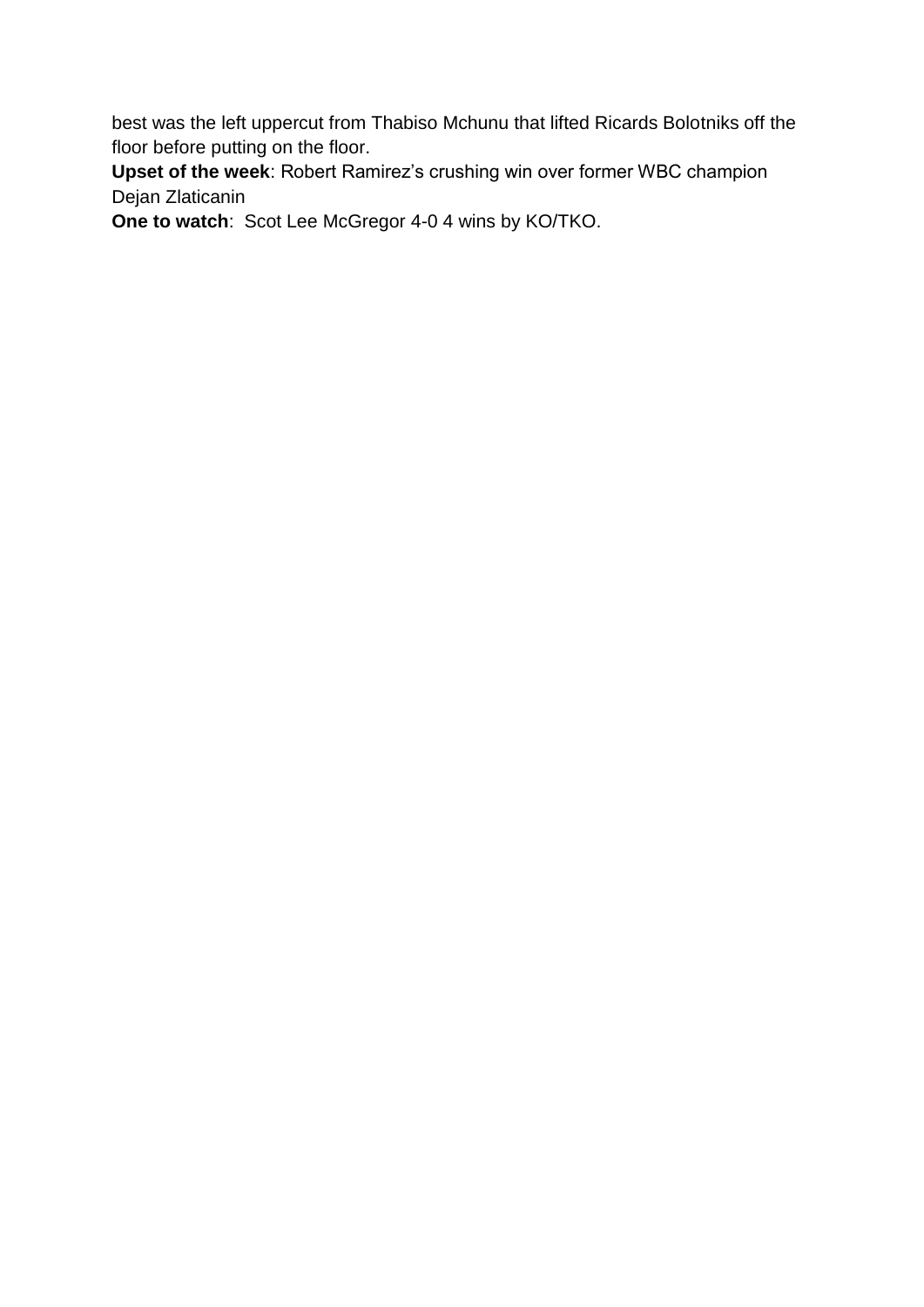best was the left uppercut from Thabiso Mchunu that lifted Ricards Bolotniks off the floor before putting on the floor.

**Upset of the week**: Robert Ramirez's crushing win over former WBC champion Dejan Zlaticanin

**One to watch**: Scot Lee McGregor 4-0 4 wins by KO/TKO.